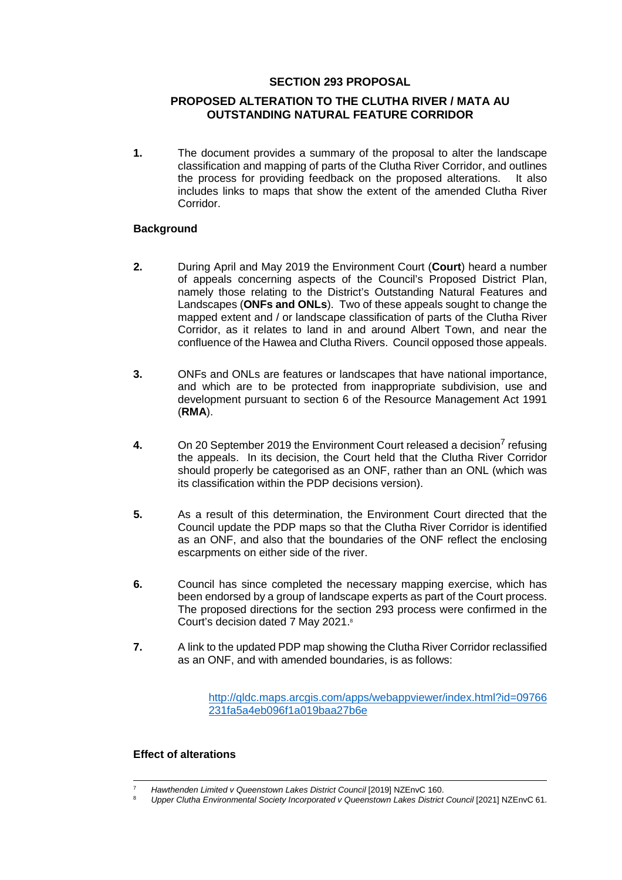# SECTION 293 PROPOSAL

## PROPOSED ALTERATION TO THE CLUTHA RIVER / MATA AU OUTSTANDING NATURAL FEATURE CORRIDOR

**1.** The document provides a summary of the proposal to alter the landscape classification and mapping of parts of the Clutha River Corridor, and outlines the process for providing feedback on the proposed alterations. It also includes links to maps that show the extent of the amended Clutha River Corridor.

### Background

**2.** During April and May 2019 the Environment Court (**Court**) heard a number of appeals concerning aspects of the Council's Proposed District Plan, namely those relating to the District's Outstanding Natural Features and Landscapes (**ONFs and ONLs**). Two of these appeals sought to change the mapped extent and / or landscape classification of parts of the Clutha River Corridor, as it relates to land in and around Albert Town, and near the confluence of the Hawea and Clutha Rivers. Council opposed those appeals.

**3.** ONFs and ONLs are features or landscapes that have national importance, and which are to be protected from inappropriate subdivision, use and development pursuant to section 6 of the Resource Management Act 1991 (**RMA**).

**4.** On 20 September 2019 the Environment Court released a decision[7] refusing the appeals. In its decision, the Court held that the Clutha River Corridor should properly be categorised as an ONF, rather than an ONL (which was its classification within the PDP decisions version).

**5.** As a result of this determination, the Environment Court directed that the Council update the PDP maps so that the Clutha River Corridor is identified as an ONF, and also that the boundaries of the ONF reflect the enclosing escarpments on either side of the river.

**6.** Council has since completed the necessary mapping exercise, which has been endorsed by a group of landscape experts as part of the Court process. The proposed directions for the section 293 process were confirmed in the Court's decision dated 7 May 2021.[8]

**7.** A link to the updated PDP map showing the Clutha River Corridor reclassified as an ONF, and with amended boundaries, is as follows:

> [http://qldc.maps.arcgis.com/apps/webappviewer/index.html?id=09766231fa5a4eb096f1a019baa27b6e](http://qldc.maps.arcgis.com/apps/webappviewer/index.html?id=09766231fa5a4eb096f1a019baa27b6e)

### Effect of alterations

---

[7] *Hawthenden Limited v Queenstown Lakes District Council* [2019] NZEnvC 160.

[8] *Upper Clutha Environmental Society Incorporated v Queenstown Lakes District Council* [2021] NZEnvC 61.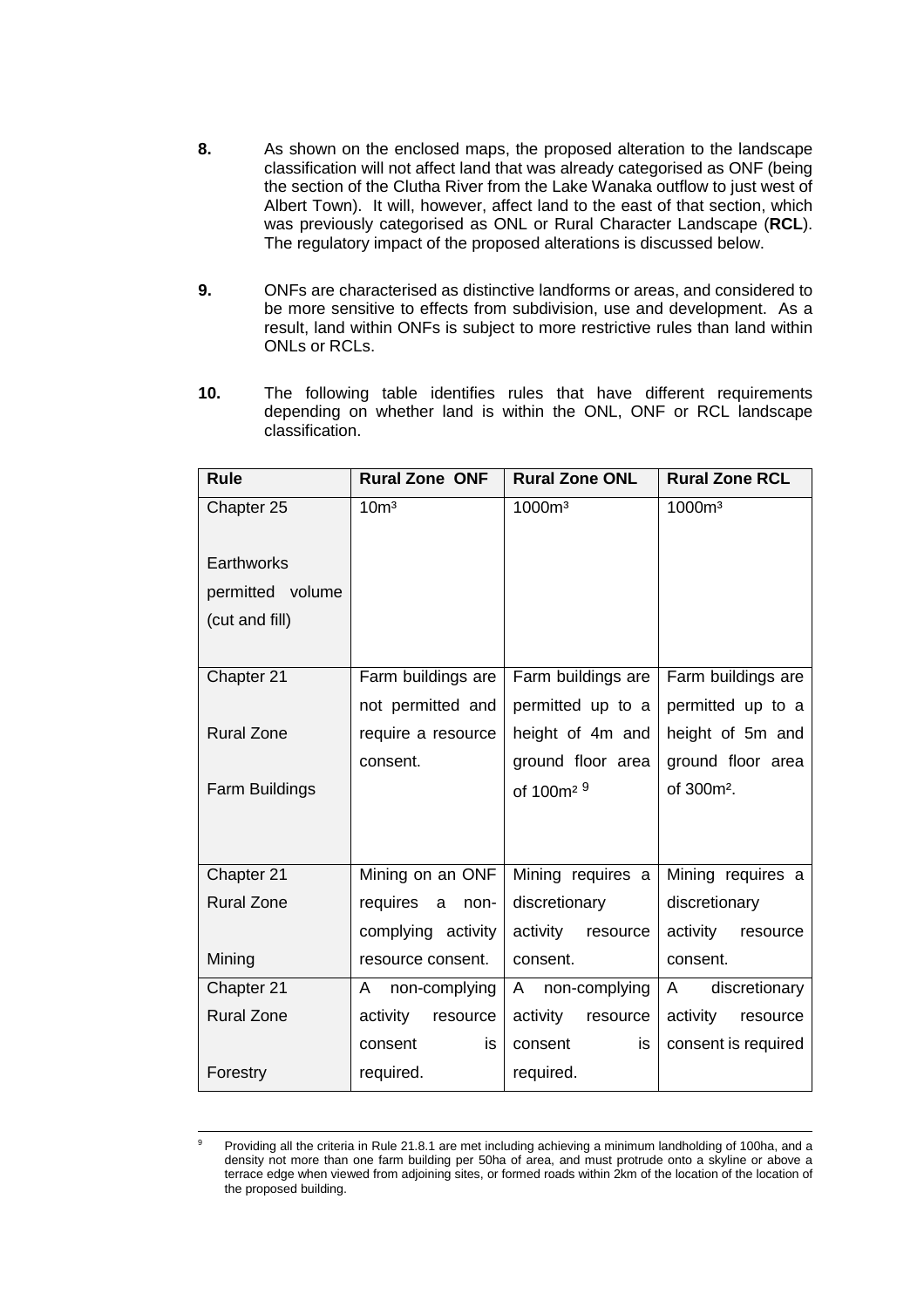**8.** As shown on the enclosed maps, the proposed alteration to the landscape classification will not affect land that was already categorised as ONF (being the section of the Clutha River from the Lake Wanaka outflow to just west of Albert Town). It will, however, affect land to the east of that section, which was previously categorised as ONL or Rural Character Landscape (**RCL**). The regulatory impact of the proposed alterations is discussed below.

**9.** ONFs are characterised as distinctive landforms or areas, and considered to be more sensitive to effects from subdivision, use and development. As a result, land within ONFs is subject to more restrictive rules than land within ONLs or RCLs.

**10.** The following table identifies rules that have different requirements depending on whether land is within the ONL, ONF or RCL landscape classification.

| Rule | Rural Zone ONF | Rural Zone ONL | Rural Zone RCL |
|---|---|---|---|
| Chapter 25<br><br>Earthworks permitted volume (cut and fill) | $10m^3$ | $1000m^3$ | $1000m^3$ |
| Chapter 21<br><br>Rural Zone<br><br>Farm Buildings | Farm buildings are not permitted and require a resource consent. | Farm buildings are permitted up to a height of 4m and ground floor area of $100m^2$ [9] | Farm buildings are permitted up to a height of 5m and ground floor area of $300m^2$. |
| Chapter 21<br>Rural Zone<br><br>Mining | Mining on an ONF requires a non-complying activity resource consent. | Mining requires a discretionary activity resource consent. | Mining requires a discretionary activity resource consent. |
| Chapter 21<br>Rural Zone<br><br>Forestry | A non-complying activity resource consent is required. | A non-complying activity resource consent is required. | A discretionary activity resource consent is required |

[9] Providing all the criteria in Rule 21.8.1 are met including achieving a minimum landholding of 100ha, and a density not more than one farm building per 50ha of area, and must protrude onto a skyline or above a terrace edge when viewed from adjoining sites, or formed roads within 2km of the location of the location of the proposed building.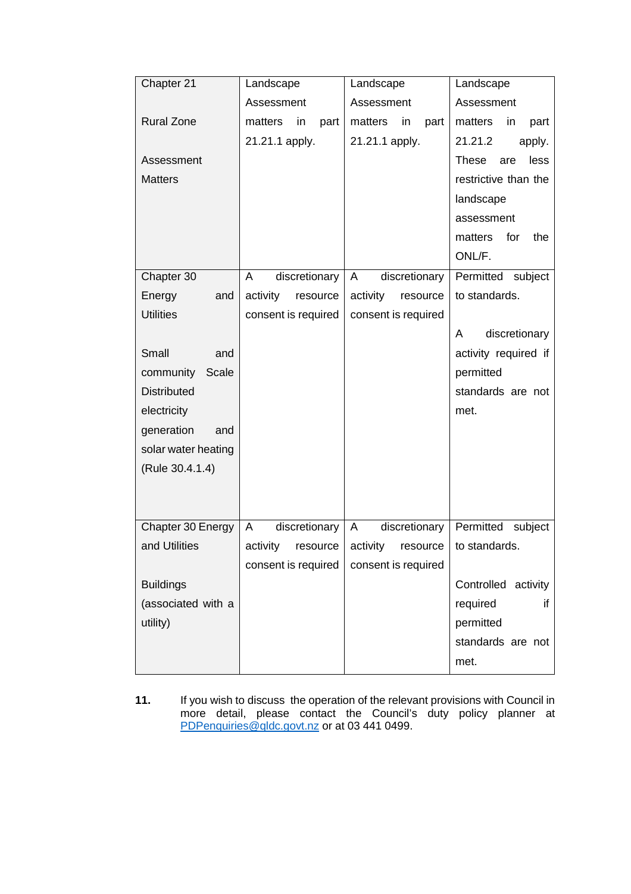| | | | |
|---|---|---|---|
| Chapter 21<br><br>Rural Zone<br><br>Assessment Matters | Landscape Assessment matters in part 21.21.1 apply. | Landscape Assessment matters in part 21.21.1 apply. | Landscape Assessment matters in part 21.21.2 apply. These are less restrictive than the landscape assessment matters for the ONL/F. |
| Chapter 30 Energy and Utilities<br><br>Small and community Scale Distributed electricity generation and solar water heating (Rule 30.4.1.4) | A discretionary activity resource consent is required | A discretionary activity resource consent is required | Permitted subject to standards.<br><br>A discretionary activity required if permitted standards are not met. |
| Chapter 30 Energy and Utilities<br><br>Buildings (associated with a utility) | A discretionary activity resource consent is required | A discretionary activity resource consent is required | Permitted subject to standards.<br><br>Controlled activity required if permitted standards are not met. |

**11.** If you wish to discuss the operation of the relevant provisions with Council in more detail, please contact the Council's duty policy planner at PDPenquiries@qldc.govt.nz or at 03 441 0499.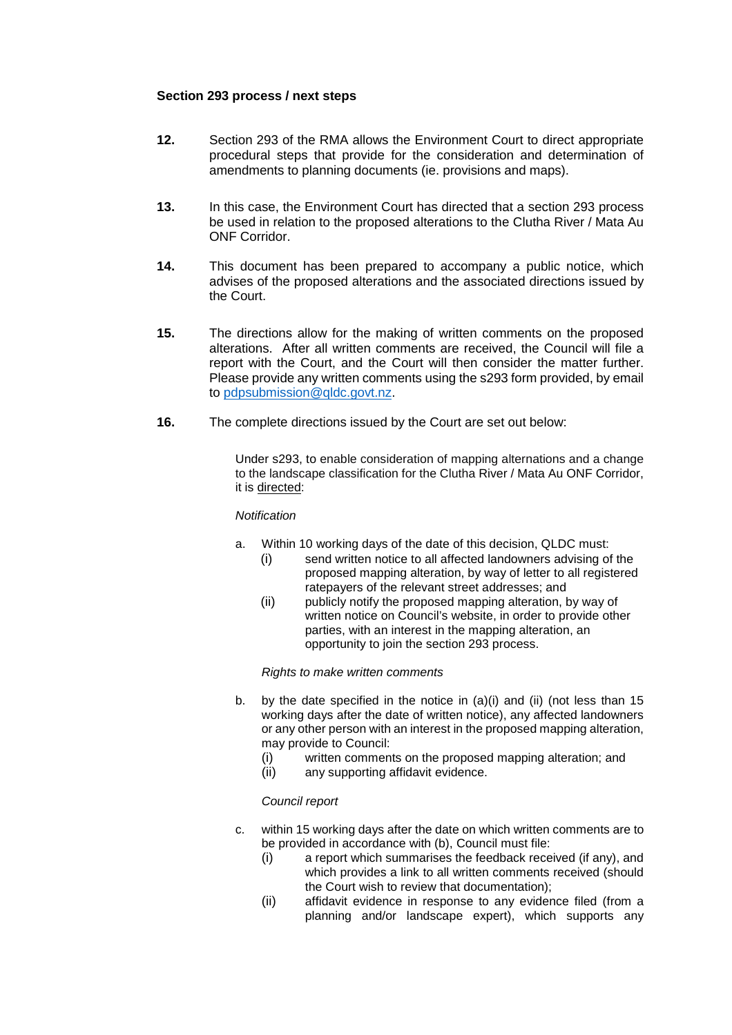**Section 293 process / next steps**

**12.** Section 293 of the RMA allows the Environment Court to direct appropriate procedural steps that provide for the consideration and determination of amendments to planning documents (ie. provisions and maps).

**13.** In this case, the Environment Court has directed that a section 293 process be used in relation to the proposed alterations to the Clutha River / Mata Au ONF Corridor.

**14.** This document has been prepared to accompany a public notice, which advises of the proposed alterations and the associated directions issued by the Court.

**15.** The directions allow for the making of written comments on the proposed alterations. After all written comments are received, the Council will file a report with the Court, and the Court will then consider the matter further. Please provide any written comments using the s293 form provided, by email to [pdpsubmission@qldc.govt.nz](mailto:pdpsubmission@qldc.govt.nz).

**16.** The complete directions issued by the Court are set out below:

> Under s293, to enable consideration of mapping alternations and a change to the landscape classification for the Clutha River / Mata Au ONF Corridor, it is directed:
>
> *Notification*
>
> a. Within 10 working days of the date of this decision, QLDC must:
>    (i) send written notice to all affected landowners advising of the proposed mapping alteration, by way of letter to all registered ratepayers of the relevant street addresses; and
>    (ii) publicly notify the proposed mapping alteration, by way of written notice on Council's website, in order to provide other parties, with an interest in the mapping alteration, an opportunity to join the section 293 process.
>
> *Rights to make written comments*
>
> b. by the date specified in the notice in (a)(i) and (ii) (not less than 15 working days after the date of written notice), any affected landowners or any other person with an interest in the proposed mapping alteration, may provide to Council:
>    (i) written comments on the proposed mapping alteration; and
>    (ii) any supporting affidavit evidence.
>
> *Council report*
>
> c. within 15 working days after the date on which written comments are to be provided in accordance with (b), Council must file:
>    (i) a report which summarises the feedback received (if any), and which provides a link to all written comments received (should the Court wish to review that documentation);
>    (ii) affidavit evidence in response to any evidence filed (from a planning and/or landscape expert), which supports any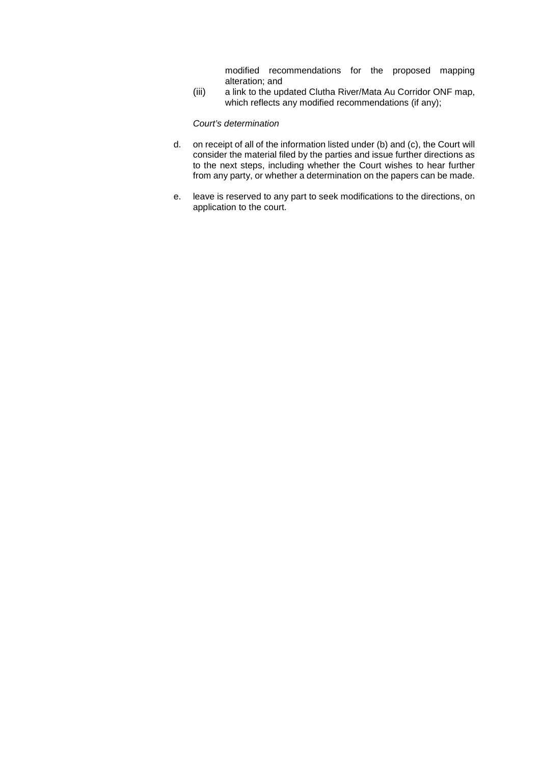modified recommendations for the proposed mapping alteration; and

(iii) a link to the updated Clutha River/Mata Au Corridor ONF map, which reflects any modified recommendations (if any);

*Court's determination*

d. on receipt of all of the information listed under (b) and (c), the Court will consider the material filed by the parties and issue further directions as to the next steps, including whether the Court wishes to hear further from any party, or whether a determination on the papers can be made.

e. leave is reserved to any part to seek modifications to the directions, on application to the court.